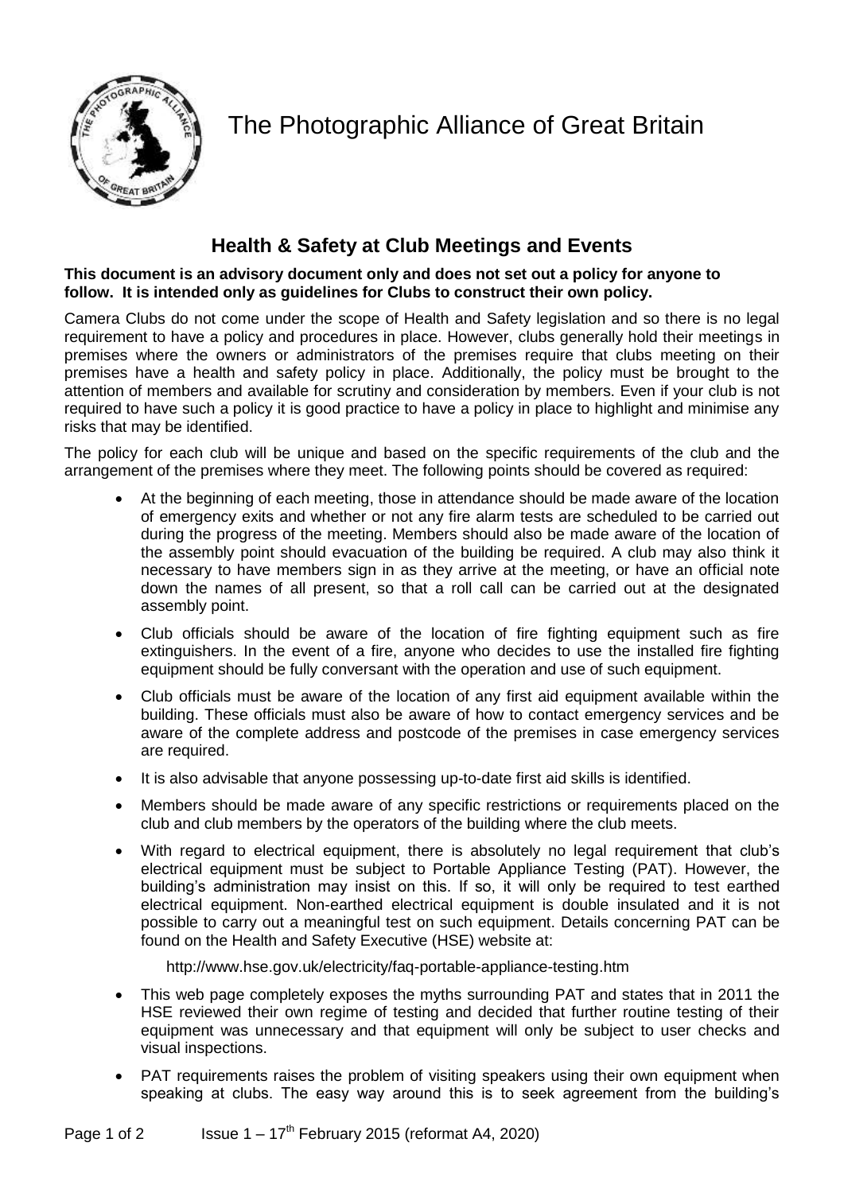# The Photographic Alliance of Great Britain

## Health & Safety at Club Meetings and Events

**This document is an advisory document only and does not set out a policy for anyone to follow. It is intended only as guidelines for Clubs to construct their own policy.**

Camera Clubs do not come under the scope of Health and Safety legislation and so there is no legal requirement to have a policy and procedures in place. However, clubs generally hold their meetings in premises where the owners or administrators of the premises require that clubs meeting on their premises have a health and safety policy in place. Additionally, the policy must be brought to the attention of members and available for scrutiny and consideration by members. Even if your club is not required to have such a policy it is good practice to have a policy in place to highlight and minimise any risks that may be identified.

The policy for each club will be unique and based on the specific requirements of the club and the arrangement of the premises where they meet. The following points should be covered as required:

- At the beginning of each meeting, those in attendance should be made aware of the location of emergency exits and whether or not any fire alarm tests are scheduled to be carried out during the progress of the meeting. Members should also be made aware of the location of the assembly point should evacuation of the building be required. A club may also think it necessary to have members sign in as they arrive at the meeting, or have an official note down the names of all present, so that a roll call can be carried out at the designated assembly point.
- Club officials should be aware of the location of fire fighting equipment such as fire extinguishers. In the event of a fire, anyone who decides to use the installed fire fighting equipment should be fully conversant with the operation and use of such equipment.
- Club officials must be aware of the location of any first aid equipment available within the building. These officials must also be aware of how to contact emergency services and be aware of the complete address and postcode of the premises in case emergency services are required.
- It is also advisable that anyone possessing up-to-date first aid skills is identified.
- Members should be made aware of any specific restrictions or requirements placed on the club and club members by the operators of the building where the club meets.
- With regard to electrical equipment, there is absolutely no legal requirement that club's electrical equipment must be subject to Portable Appliance Testing (PAT). However, the building's administration may insist on this. If so, it will only be required to test earthed electrical equipment. Non-earthed electrical equipment is double insulated and it is not possible to carry out a meaningful test on such equipment. Details concerning PAT can be found on the Health and Safety Executive (HSE) website at:

  http://www.hse.gov.uk/electricity/faq-portable-appliance-testing.htm

- This web page completely exposes the myths surrounding PAT and states that in 2011 the HSE reviewed their own regime of testing and decided that further routine testing of their equipment was unnecessary and that equipment will only be subject to user checks and visual inspections.
- PAT requirements raises the problem of visiting speakers using their own equipment when speaking at clubs. The easy way around this is to seek agreement from the building's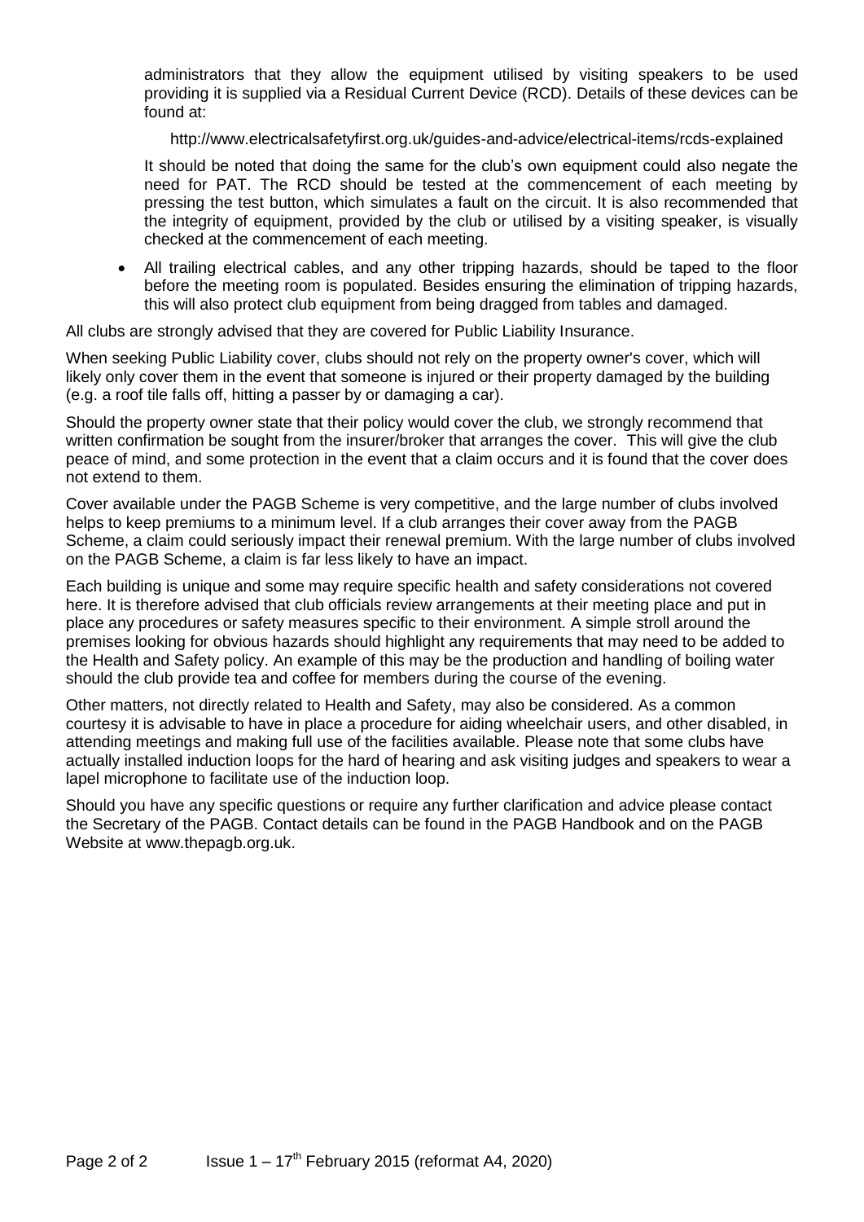administrators that they allow the equipment utilised by visiting speakers to be used providing it is supplied via a Residual Current Device (RCD). Details of these devices can be found at:

http://www.electricalsafetyfirst.org.uk/guides-and-advice/electrical-items/rcds-explained

It should be noted that doing the same for the club's own equipment could also negate the need for PAT. The RCD should be tested at the commencement of each meeting by pressing the test button, which simulates a fault on the circuit. It is also recommended that the integrity of equipment, provided by the club or utilised by a visiting speaker, is visually checked at the commencement of each meeting.

- All trailing electrical cables, and any other tripping hazards, should be taped to the floor before the meeting room is populated. Besides ensuring the elimination of tripping hazards, this will also protect club equipment from being dragged from tables and damaged.

All clubs are strongly advised that they are covered for Public Liability Insurance.

When seeking Public Liability cover, clubs should not rely on the property owner's cover, which will likely only cover them in the event that someone is injured or their property damaged by the building (e.g. a roof tile falls off, hitting a passer by or damaging a car).

Should the property owner state that their policy would cover the club, we strongly recommend that written confirmation be sought from the insurer/broker that arranges the cover. This will give the club peace of mind, and some protection in the event that a claim occurs and it is found that the cover does not extend to them.

Cover available under the PAGB Scheme is very competitive, and the large number of clubs involved helps to keep premiums to a minimum level. If a club arranges their cover away from the PAGB Scheme, a claim could seriously impact their renewal premium. With the large number of clubs involved on the PAGB Scheme, a claim is far less likely to have an impact.

Each building is unique and some may require specific health and safety considerations not covered here. It is therefore advised that club officials review arrangements at their meeting place and put in place any procedures or safety measures specific to their environment. A simple stroll around the premises looking for obvious hazards should highlight any requirements that may need to be added to the Health and Safety policy. An example of this may be the production and handling of boiling water should the club provide tea and coffee for members during the course of the evening.

Other matters, not directly related to Health and Safety, may also be considered. As a common courtesy it is advisable to have in place a procedure for aiding wheelchair users, and other disabled, in attending meetings and making full use of the facilities available. Please note that some clubs have actually installed induction loops for the hard of hearing and ask visiting judges and speakers to wear a lapel microphone to facilitate use of the induction loop.

Should you have any specific questions or require any further clarification and advice please contact the Secretary of the PAGB. Contact details can be found in the PAGB Handbook and on the PAGB Website at www.thepagb.org.uk.

Issue 1 – 17th February 2015 (reformat A4, 2020)